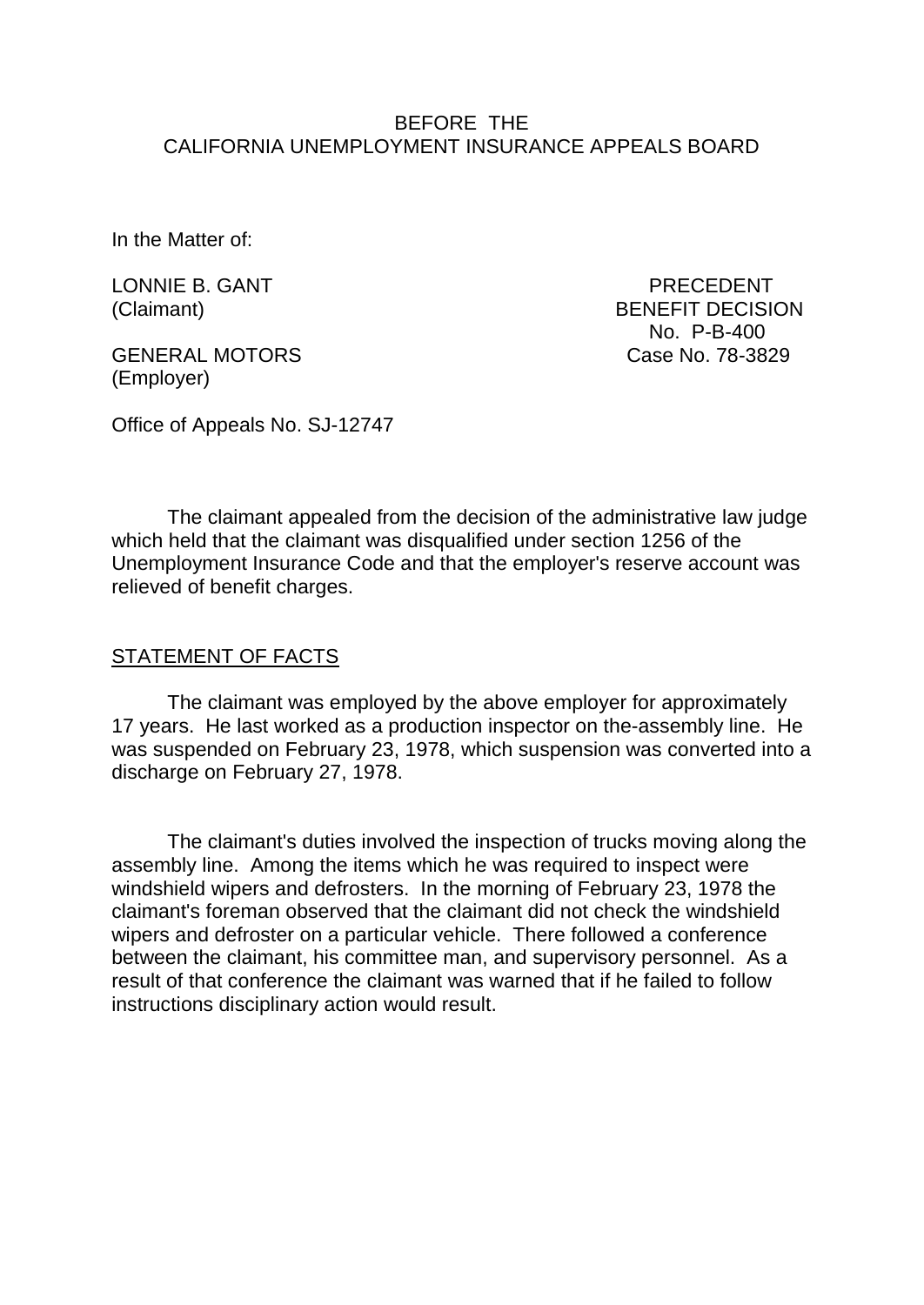BEFORE THE
CALIFORNIA UNEMPLOYMENT INSURANCE APPEALS BOARD

In the Matter of:

LONNIE B. GANT
(Claimant)

GENERAL MOTORS
(Employer)

PRECEDENT
BENEFIT DECISION
No. P-B-400
Case No. 78-3829

Office of Appeals No. SJ-12747

The claimant appealed from the decision of the administrative law judge which held that the claimant was disqualified under section 1256 of the Unemployment Insurance Code and that the employer's reserve account was relieved of benefit charges.

## STATEMENT OF FACTS

The claimant was employed by the above employer for approximately 17 years. He last worked as a production inspector on the-assembly line. He was suspended on February 23, 1978, which suspension was converted into a discharge on February 27, 1978.

The claimant's duties involved the inspection of trucks moving along the assembly line. Among the items which he was required to inspect were windshield wipers and defrosters. In the morning of February 23, 1978 the claimant's foreman observed that the claimant did not check the windshield wipers and defroster on a particular vehicle. There followed a conference between the claimant, his committee man, and supervisory personnel. As a result of that conference the claimant was warned that if he failed to follow instructions disciplinary action would result.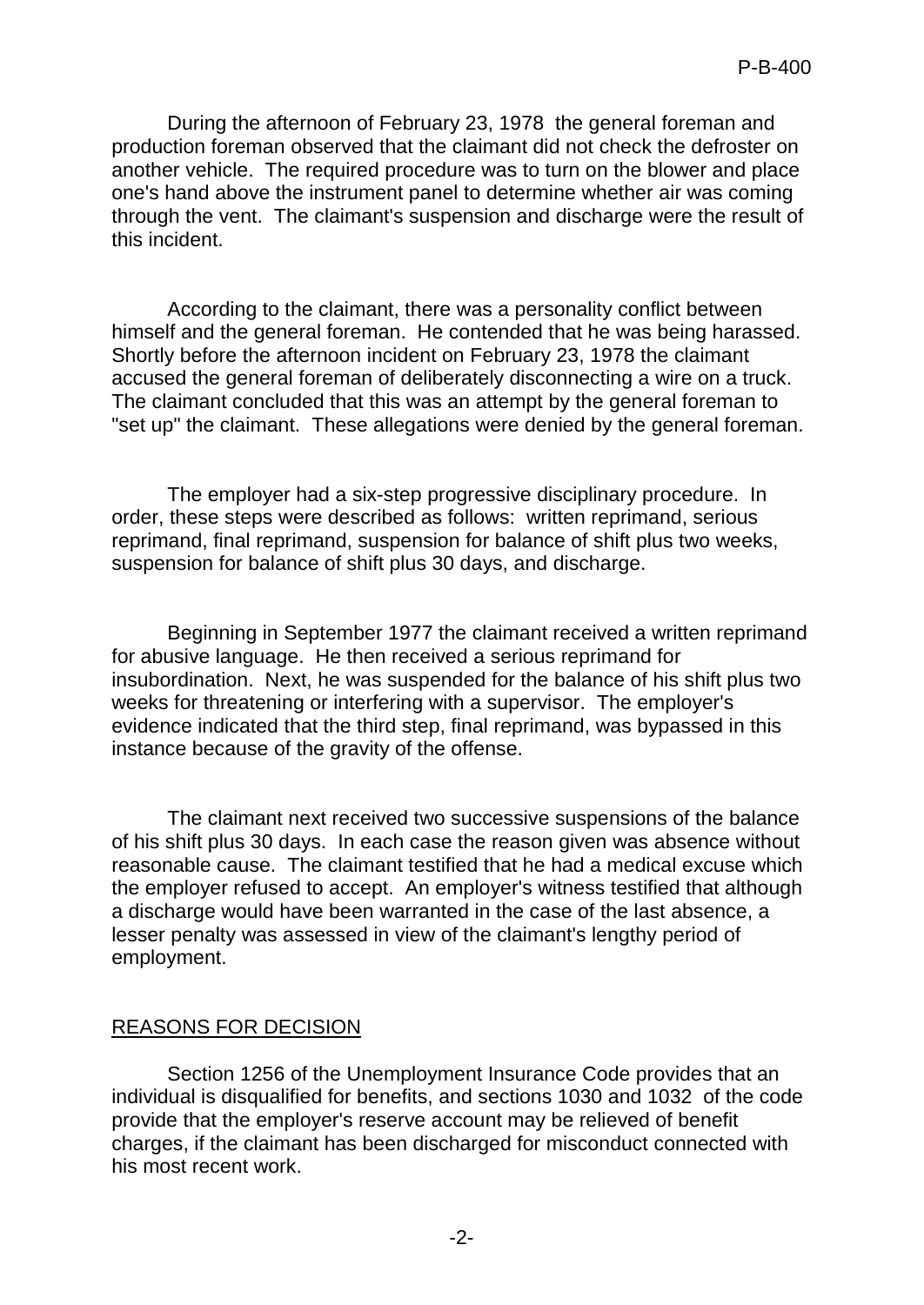During the afternoon of February 23, 1978 the general foreman and production foreman observed that the claimant did not check the defroster on another vehicle. The required procedure was to turn on the blower and place one's hand above the instrument panel to determine whether air was coming through the vent. The claimant's suspension and discharge were the result of this incident.

According to the claimant, there was a personality conflict between himself and the general foreman. He contended that he was being harassed. Shortly before the afternoon incident on February 23, 1978 the claimant accused the general foreman of deliberately disconnecting a wire on a truck. The claimant concluded that this was an attempt by the general foreman to "set up" the claimant. These allegations were denied by the general foreman.

The employer had a six-step progressive disciplinary procedure. In order, these steps were described as follows: written reprimand, serious reprimand, final reprimand, suspension for balance of shift plus two weeks, suspension for balance of shift plus 30 days, and discharge.

Beginning in September 1977 the claimant received a written reprimand for abusive language. He then received a serious reprimand for insubordination. Next, he was suspended for the balance of his shift plus two weeks for threatening or interfering with a supervisor. The employer's evidence indicated that the third step, final reprimand, was bypassed in this instance because of the gravity of the offense.

The claimant next received two successive suspensions of the balance of his shift plus 30 days. In each case the reason given was absence without reasonable cause. The claimant testified that he had a medical excuse which the employer refused to accept. An employer's witness testified that although a discharge would have been warranted in the case of the last absence, a lesser penalty was assessed in view of the claimant's lengthy period of employment.

## REASONS FOR DECISION

Section 1256 of the Unemployment Insurance Code provides that an individual is disqualified for benefits, and sections 1030 and 1032 of the code provide that the employer's reserve account may be relieved of benefit charges, if the claimant has been discharged for misconduct connected with his most recent work.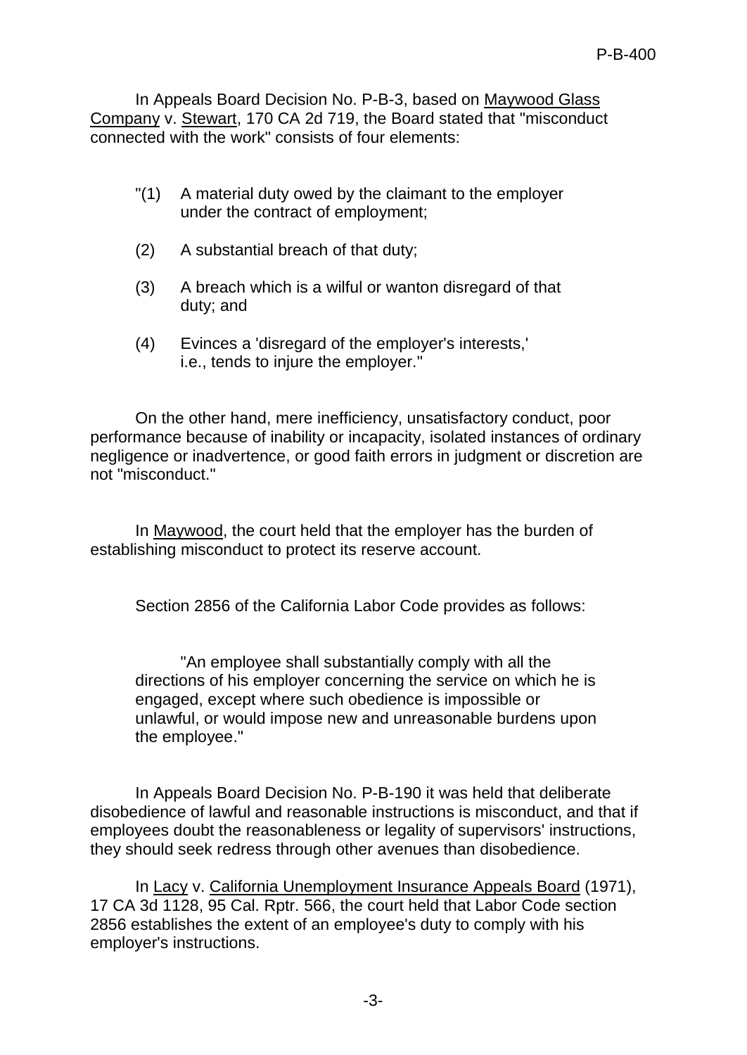In Appeals Board Decision No. P-B-3, based on Maywood Glass Company v. Stewart, 170 CA 2d 719, the Board stated that "misconduct connected with the work" consists of four elements:

> "(1) A material duty owed by the claimant to the employer under the contract of employment;
>
> (2) A substantial breach of that duty;
>
> (3) A breach which is a wilful or wanton disregard of that duty; and
>
> (4) Evinces a 'disregard of the employer's interests,' i.e., tends to injure the employer."

On the other hand, mere inefficiency, unsatisfactory conduct, poor performance because of inability or incapacity, isolated instances of ordinary negligence or inadvertence, or good faith errors in judgment or discretion are not "misconduct."

In Maywood, the court held that the employer has the burden of establishing misconduct to protect its reserve account.

Section 2856 of the California Labor Code provides as follows:

> "An employee shall substantially comply with all the directions of his employer concerning the service on which he is engaged, except where such obedience is impossible or unlawful, or would impose new and unreasonable burdens upon the employee."

In Appeals Board Decision No. P-B-190 it was held that deliberate disobedience of lawful and reasonable instructions is misconduct, and that if employees doubt the reasonableness or legality of supervisors' instructions, they should seek redress through other avenues than disobedience.

In Lacy v. California Unemployment Insurance Appeals Board (1971), 17 CA 3d 1128, 95 Cal. Rptr. 566, the court held that Labor Code section 2856 establishes the extent of an employee's duty to comply with his employer's instructions.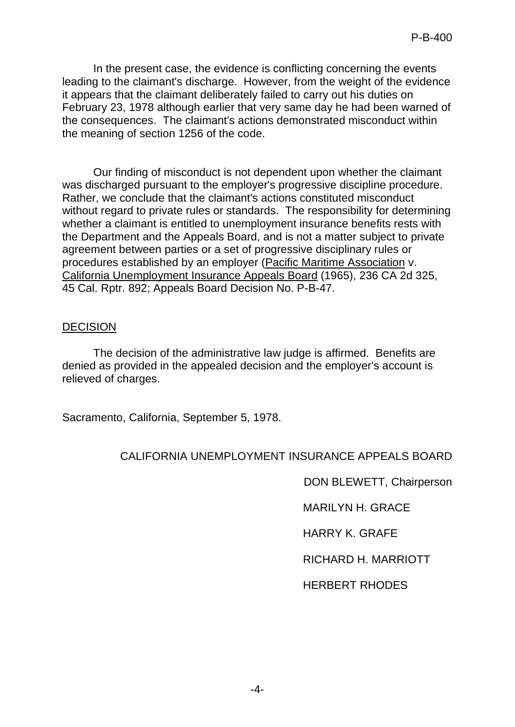In the present case, the evidence is conflicting concerning the events leading to the claimant's discharge. However, from the weight of the evidence it appears that the claimant deliberately failed to carry out his duties on February 23, 1978 although earlier that very same day he had been warned of the consequences. The claimant's actions demonstrated misconduct within the meaning of section 1256 of the code.

Our finding of misconduct is not dependent upon whether the claimant was discharged pursuant to the employer's progressive discipline procedure. Rather, we conclude that the claimant's actions constituted misconduct without regard to private rules or standards. The responsibility for determining whether a claimant is entitled to unemployment insurance benefits rests with the Department and the Appeals Board, and is not a matter subject to private agreement between parties or a set of progressive disciplinary rules or procedures established by an employer (Pacific Maritime Association v. California Unemployment Insurance Appeals Board (1965), 236 CA 2d 325, 45 Cal. Rptr. 892; Appeals Board Decision No. P-B-47.

## DECISION

The decision of the administrative law judge is affirmed. Benefits are denied as provided in the appealed decision and the employer's account is relieved of charges.

Sacramento, California, September 5, 1978.

CALIFORNIA UNEMPLOYMENT INSURANCE APPEALS BOARD

DON BLEWETT, Chairperson

MARILYN H. GRACE

HARRY K. GRAFE

RICHARD H. MARRIOTT

HERBERT RHODES